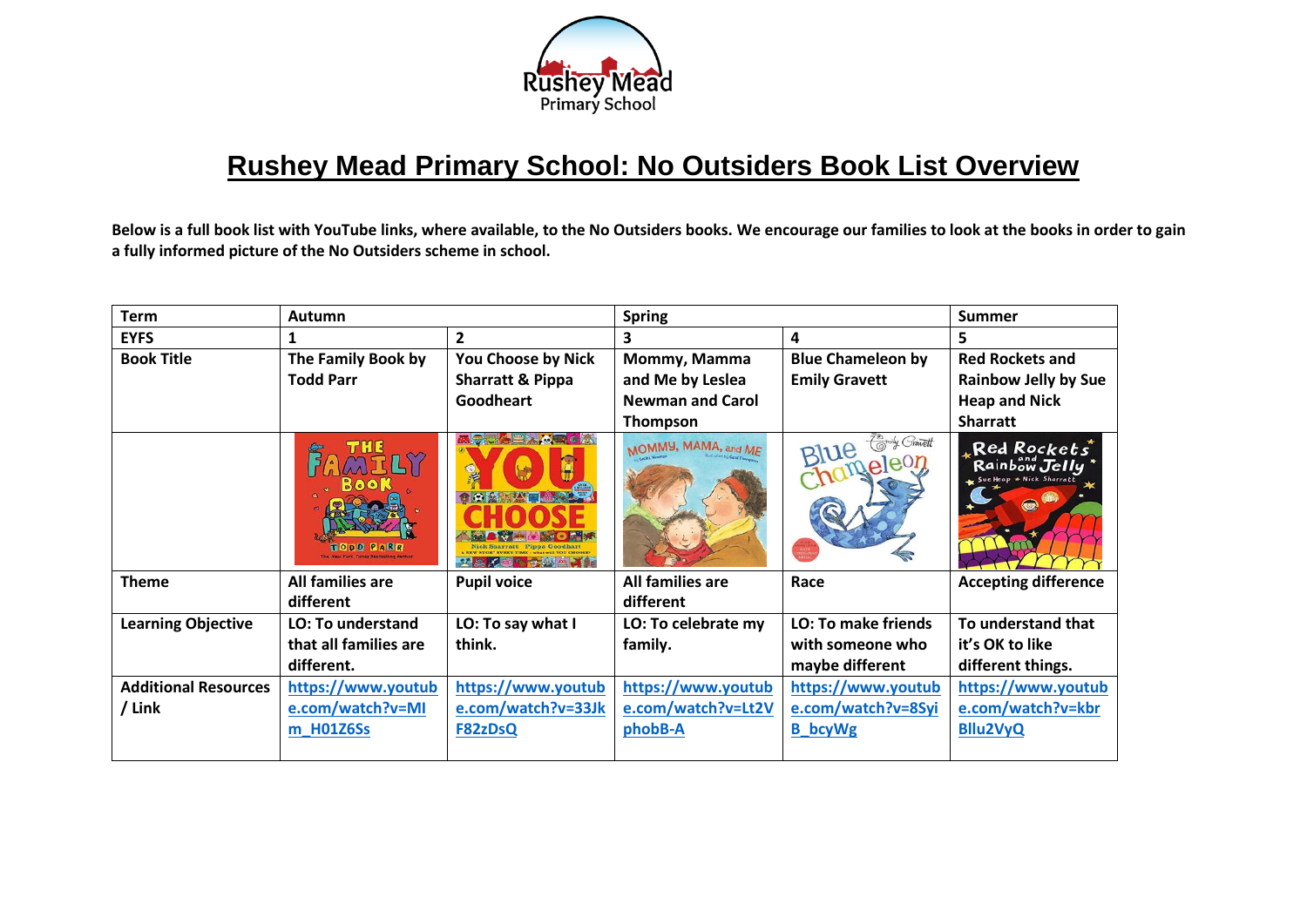# Rushey Mead Primary School: No Outsiders Book List Overview

**Below is a full book list with YouTube links, where available, to the No Outsiders books. We encourage our families to look at the books in order to gain a fully informed picture of the No Outsiders scheme in school.**

| Term | Autumn | | Spring | | Summer |
|---|---|---|---|---|---|
| **EYFS** | **1** | **2** | **3** | **4** | **5** |
| **Book Title** | **The Family Book by Todd Parr** | **You Choose by Nick Sharratt & Pippa Goodheart** | **Mommy, Mamma and Me by Leslea Newman and Carol Thompson** | **Blue Chameleon by Emily Gravett** | **Red Rockets and Rainbow Jelly by Sue Heap and Nick Sharratt** |
| | | | | | |
| **Theme** | **All families are different** | **Pupil voice** | **All families are different** | **Race** | **Accepting difference** |
| **Learning Objective** | **LO: To understand that all families are different.** | **LO: To say what I think.** | **LO: To celebrate my family.** | **LO: To make friends with someone who maybe different** | **To understand that it's OK to like different things.** |
| **Additional Resources / Link** | https://www.youtube.com/watch?v=MIm_H01Z6Ss | https://www.youtube.com/watch?v=33JkF82zDsQ | https://www.youtube.com/watch?v=Lt2VphobB-A | https://www.youtube.com/watch?v=8SyiB_bcyWg | https://www.youtube.com/watch?v=kbrBllu2VyQ |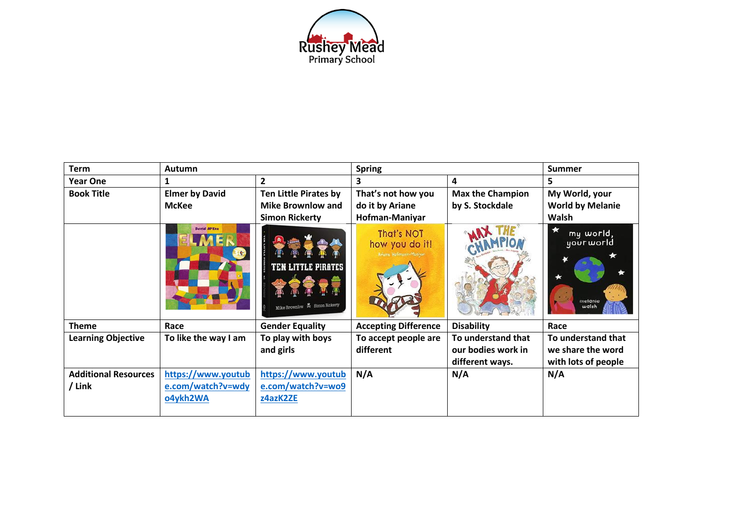Rushey Mead Primary School

| Term | Autumn | | Spring | | Summer |
| --- | --- | --- | --- | --- | --- |
| Year One | 1 | 2 | 3 | 4 | 5 |
| Book Title | Elmer by David McKee | Ten Little Pirates by Mike Brownlow and Simon Rickerty | That's not how you do it by Ariane Hofman-Maniyar | Max the Champion by S. Stockdale | My World, your World by Melanie Walsh |
| | | | | | |
| Theme | Race | Gender Equality | Accepting Difference | Disability | Race |
| Learning Objective | To like the way I am | To play with boys and girls | To accept people are different | To understand that our bodies work in different ways. | To understand that we share the word with lots of people |
| Additional Resources / Link | https://www.youtube.com/watch?v=wdyo4ykh2WA | https://www.youtube.com/watch?v=wo9z4azK2ZE | N/A | N/A | N/A |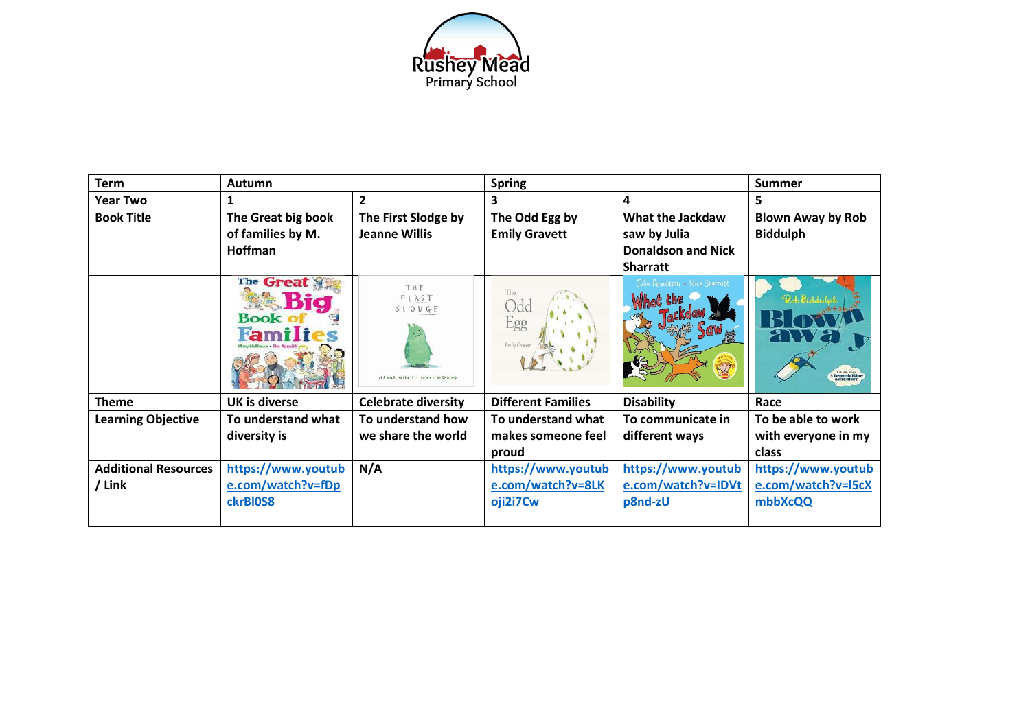Rushey Mead Primary School

| Term | Autumn | | Spring | | Summer |
|---|---|---|---|---|---|
| Year Two | 1 | 2 | 3 | 4 | 5 |
| Book Title | The Great big book of families by M. Hoffman | The First Slodge by Jeanne Willis | The Odd Egg by Emily Gravett | What the Jackdaw saw by Julia Donaldson and Nick Sharratt | Blown Away by Rob Biddulph |
| | | | | | |
| Theme | UK is diverse | Celebrate diversity | Different Families | Disability | Race |
| Learning Objective | To understand what diversity is | To understand how we share the world | To understand what makes someone feel proud | To communicate in different ways | To be able to work with everyone in my class |
| Additional Resources / Link | https://www.youtube.com/watch?v=fDpckrBl0S8 | N/A | https://www.youtube.com/watch?v=8LKoji2i7Cw | https://www.youtube.com/watch?v=IDVtp8nd-zU | https://www.youtube.com/watch?v=l5cXmbbXcQQ |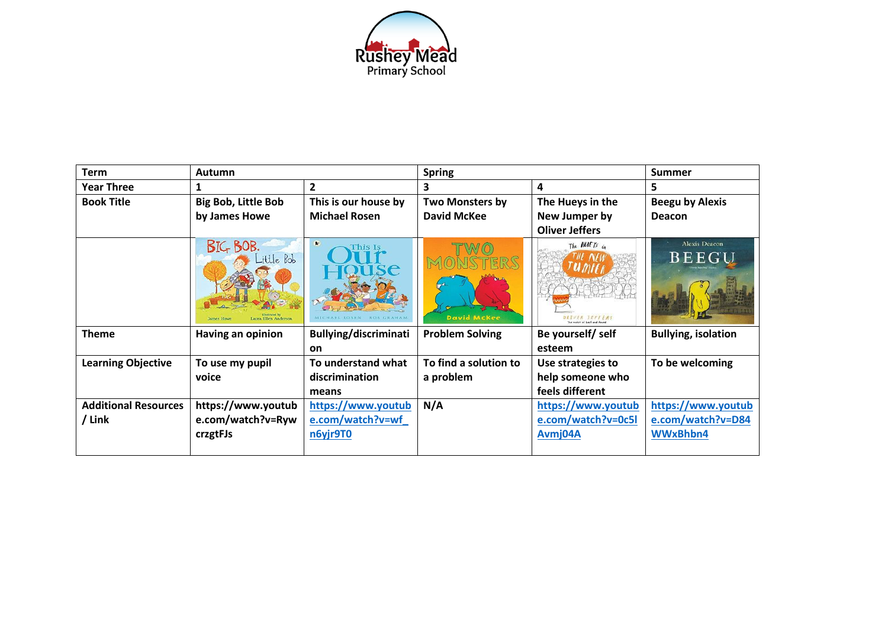Rushey Mead Primary School

| Term | Autumn | | Spring | | Summer |
|---|---|---|---|---|---|
| Year Three | 1 | 2 | 3 | 4 | 5 |
| Book Title | Big Bob, Little Bob by James Howe | This is our house by Michael Rosen | Two Monsters by David McKee | The Hueys in the New Jumper by Oliver Jeffers | Beegu by Alexis Deacon |
| | | | | | |
| Theme | Having an opinion | Bullying/discrimination | Problem Solving | Be yourself/ self esteem | Bullying, isolation |
| Learning Objective | To use my pupil voice | To understand what discrimination means | To find a solution to a problem | Use strategies to help someone who feels different | To be welcoming |
| Additional Resources / Link | https://www.youtube.com/watch?v=RywcrzgtFJs | https://www.youtube.com/watch?v=wf_n6yjr9T0 | N/A | https://www.youtube.com/watch?v=0c5lAvmj04A | https://www.youtube.com/watch?v=D84WWxBhbn4 |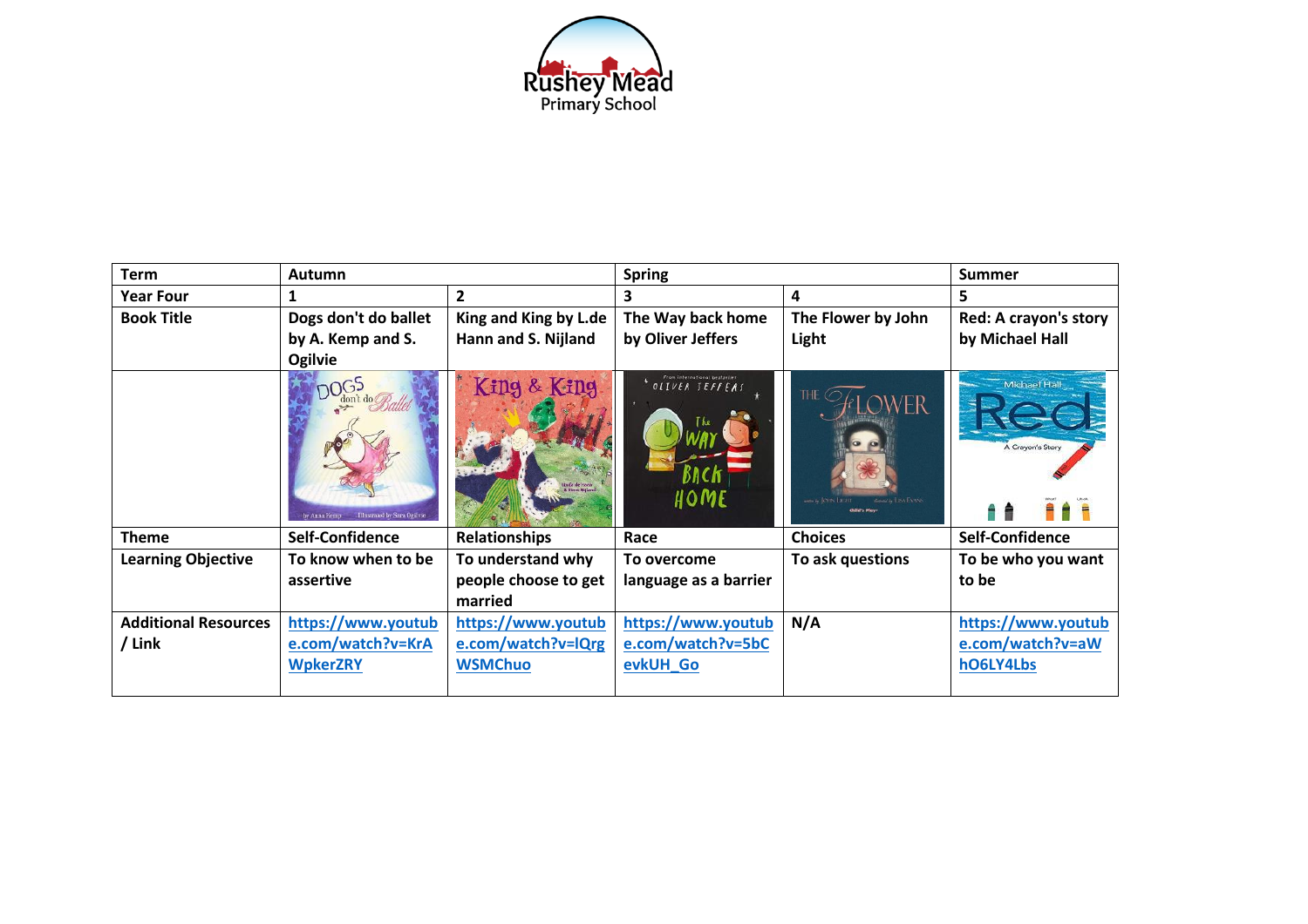| Term | Autumn | | Spring | | Summer |
|---|---|---|---|---|---|
| **Year Four** | **1** | **2** | **3** | **4** | **5** |
| **Book Title** | **Dogs don't do ballet by A. Kemp and S. Ogilvie** | **King and King by L.de Hann and S. Nijland** | **The Way back home by Oliver Jeffers** | **The Flower by John Light** | **Red: A crayon's story by Michael Hall** |
| | | | | | |
| **Theme** | **Self-Confidence** | **Relationships** | **Race** | **Choices** | **Self-Confidence** |
| **Learning Objective** | **To know when to be assertive** | **To understand why people choose to get married** | **To overcome language as a barrier** | **To ask questions** | **To be who you want to be** |
| **Additional Resources / Link** | **https://www.youtube.com/watch?v=KrAWpkerZRY** | **https://www.youtube.com/watch?v=lQrgWSMChuo** | **https://www.youtube.com/watch?v=5bCevkUH_Go** | **N/A** | **https://www.youtube.com/watch?v=aWhO6LY4Lbs** |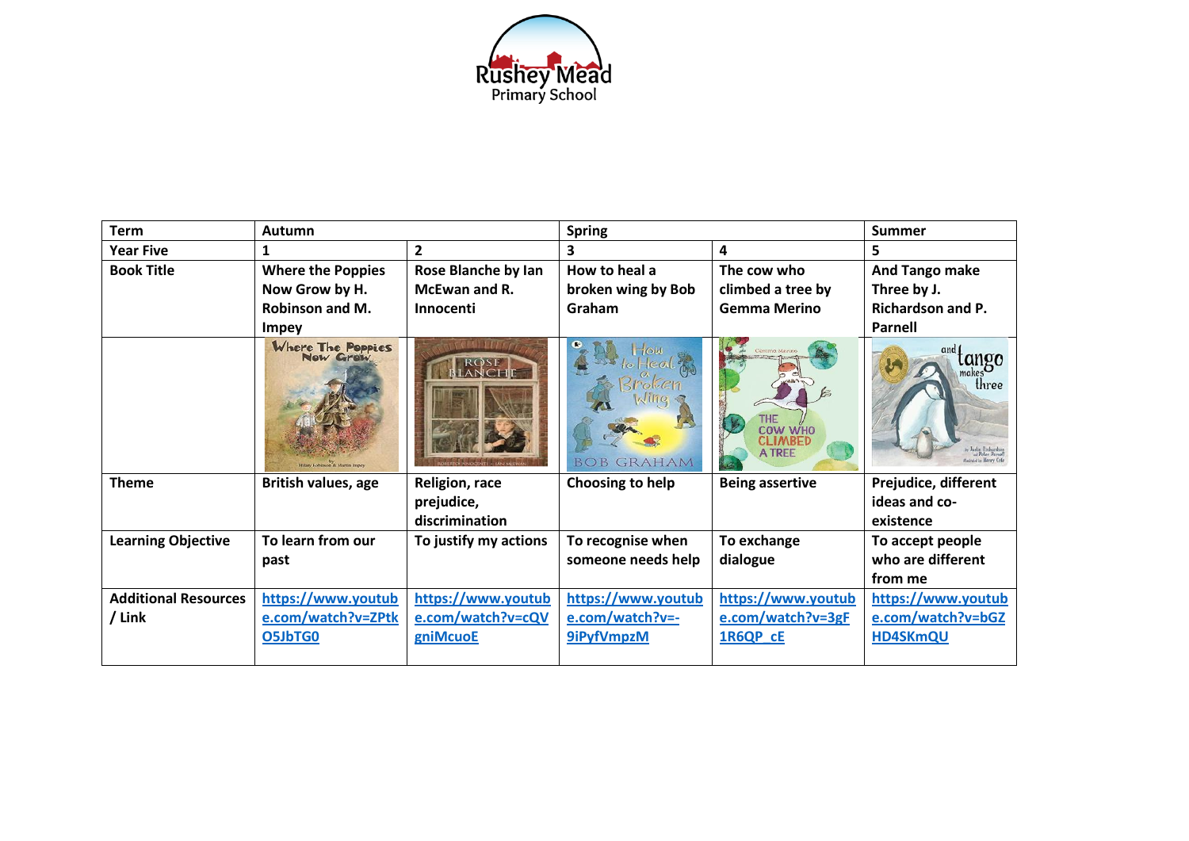Rushey Mead Primary School

| Term | Autumn | | Spring | | Summer |
|---|---|---|---|---|---|
| Year Five | 1 | 2 | 3 | 4 | 5 |
| Book Title | Where the Poppies Now Grow by H. Robinson and M. Impey | Rose Blanche by Ian McEwan and R. Innocenti | How to heal a broken wing by Bob Graham | The cow who climbed a tree by Gemma Merino | And Tango make Three by J. Richardson and P. Parnell |
| | | | | | |
| Theme | British values, age | Religion, race prejudice, discrimination | Choosing to help | Being assertive | Prejudice, different ideas and co-existence |
| Learning Objective | To learn from our past | To justify my actions | To recognise when someone needs help | To exchange dialogue | To accept people who are different from me |
| Additional Resources / Link | https://www.youtube.com/watch?v=ZPtkO5JbTG0 | https://www.youtube.com/watch?v=cQVgniMcuoE | https://www.youtube.com/watch?v=-9iPyfVmpzM | https://www.youtube.com/watch?v=3gF1R6QP_cE | https://www.youtube.com/watch?v=bGZHD4SKmQU |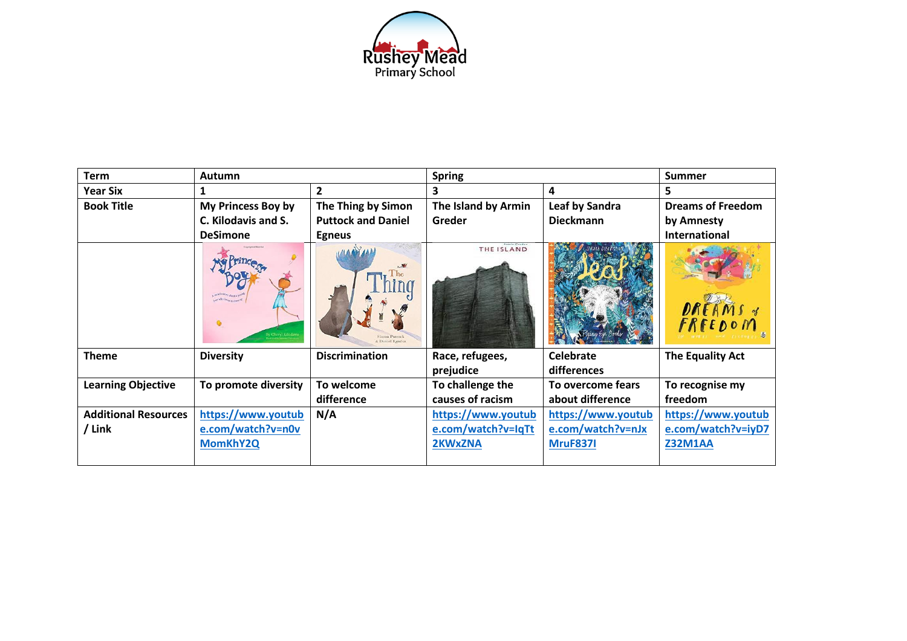Rushey Mead Primary School

| Term | Autumn | | Spring | | Summer |
|---|---|---|---|---|---|
| Year Six | 1 | 2 | 3 | 4 | 5 |
| Book Title | My Princess Boy by C. Kilodavis and S. DeSimone | The Thing by Simon Puttock and Daniel Egneus | The Island by Armin Greder | Leaf by Sandra Dieckmann | Dreams of Freedom by Amnesty International |
| | | | | | |
| Theme | Diversity | Discrimination | Race, refugees, prejudice | Celebrate differences | The Equality Act |
| Learning Objective | To promote diversity | To welcome difference | To challenge the causes of racism | To overcome fears about difference | To recognise my freedom |
| Additional Resources / Link | https://www.youtube.com/watch?v=n0vMomKhY2Q | N/A | https://www.youtube.com/watch?v=IqTt2KWxZNA | https://www.youtube.com/watch?v=nJxMruF837I | https://www.youtube.com/watch?v=iyD7Z32M1AA |